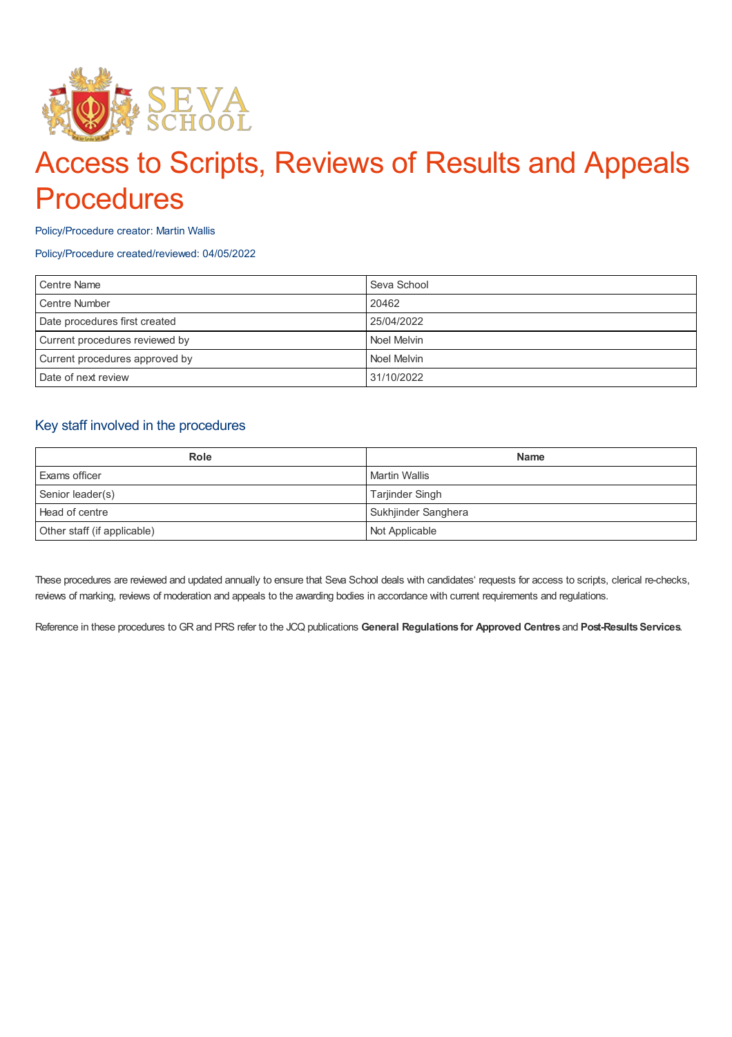# Access to Scripts, Reviews of Results and Appeals Procedures

Policy/Procedure creator: Martin Wallis

Policy/Procedure created/reviewed: 04/05/2022

| | |
|---|---|
| Centre Name | Seva School |
| Centre Number | 20462 |
| Date procedures first created | 25/04/2022 |
| Current procedures reviewed by | Noel Melvin |
| Current procedures approved by | Noel Melvin |
| Date of next review | 31/10/2022 |

## Key staff involved in the procedures

| Role | Name |
|---|---|
| Exams officer | Martin Wallis |
| Senior leader(s) | Tarjinder Singh |
| Head of centre | Sukhjinder Sanghera |
| Other staff (if applicable) | Not Applicable |

These procedures are reviewed and updated annually to ensure that Seva School deals with candidates' requests for access to scripts, clerical re-checks, reviews of marking, reviews of moderation and appeals to the awarding bodies in accordance with current requirements and regulations.

Reference in these procedures to GR and PRS refer to the JCQ publications **General Regulations for Approved Centres** and **Post-Results Services**.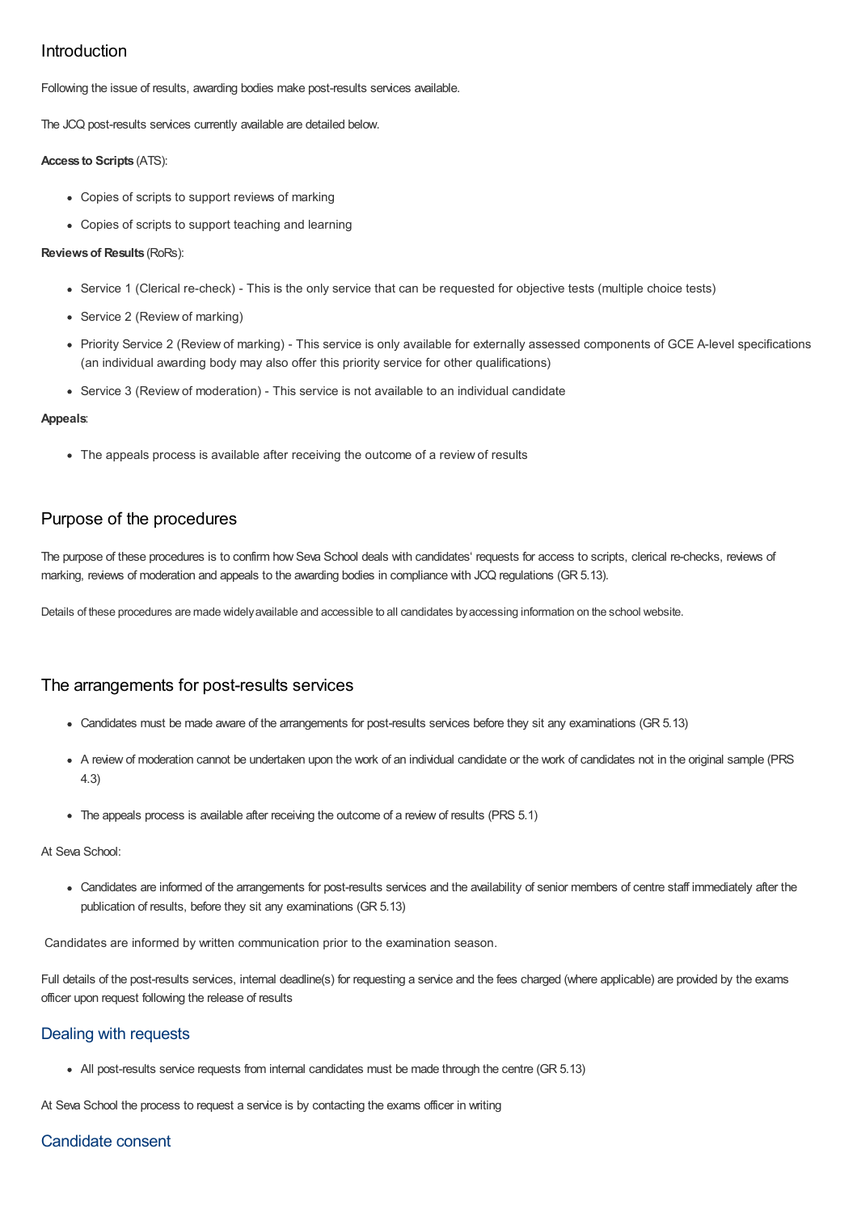## Introduction

Following the issue of results, awarding bodies make post-results services available.

The JCQ post-results services currently available are detailed below.

**Access to Scripts** (ATS):

- Copies of scripts to support reviews of marking
- Copies of scripts to support teaching and learning

**Reviews of Results** (RoRs):

- Service 1 (Clerical re-check) - This is the only service that can be requested for objective tests (multiple choice tests)
- Service 2 (Review of marking)
- Priority Service 2 (Review of marking) - This service is only available for externally assessed components of GCE A-level specifications (an individual awarding body may also offer this priority service for other qualifications)
- Service 3 (Review of moderation) - This service is not available to an individual candidate

**Appeals**:

- The appeals process is available after receiving the outcome of a review of results

## Purpose of the procedures

The purpose of these procedures is to confirm how Seva School deals with candidates' requests for access to scripts, clerical re-checks, reviews of marking, reviews of moderation and appeals to the awarding bodies in compliance with JCQ regulations (GR 5.13).

Details of these procedures are made widely available and accessible to all candidates by accessing information on the school website.

## The arrangements for post-results services

- Candidates must be made aware of the arrangements for post-results services before they sit any examinations (GR 5.13)
- A review of moderation cannot be undertaken upon the work of an individual candidate or the work of candidates not in the original sample (PRS 4.3)
- The appeals process is available after receiving the outcome of a review of results (PRS 5.1)

At Seva School:

- Candidates are informed of the arrangements for post-results services and the availability of senior members of centre staff immediately after the publication of results, before they sit any examinations (GR 5.13)

Candidates are informed by written communication prior to the examination season.

Full details of the post-results services, internal deadline(s) for requesting a service and the fees charged (where applicable) are provided by the exams officer upon request following the release of results

### Dealing with requests

- All post-results service requests from internal candidates must be made through the centre (GR 5.13)

At Seva School the process to request a service is by contacting the exams officer in writing

### Candidate consent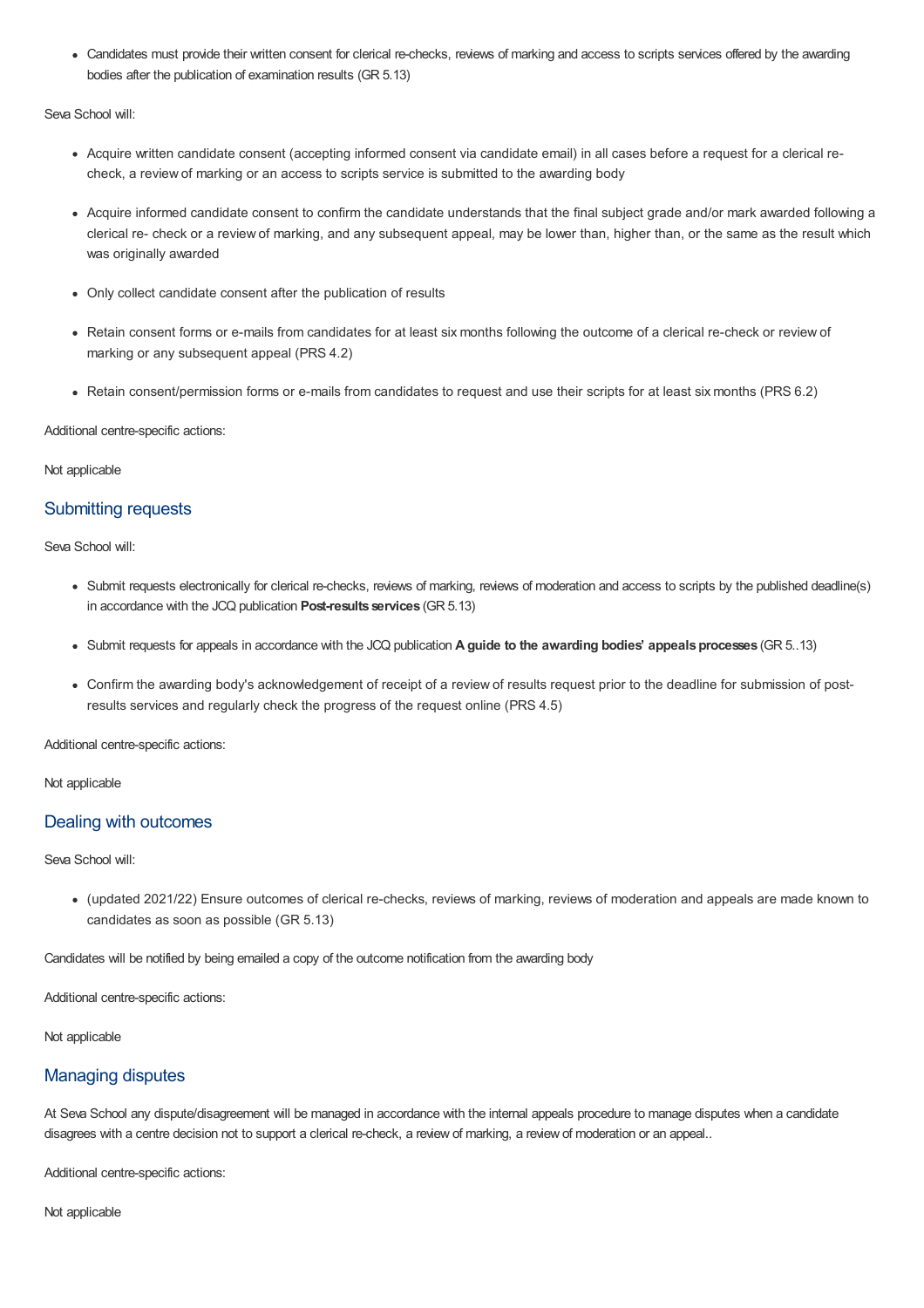- Candidates must provide their written consent for clerical re-checks, reviews of marking and access to scripts services offered by the awarding bodies after the publication of examination results (GR 5.13)

Seva School will:

- Acquire written candidate consent (accepting informed consent via candidate email) in all cases before a request for a clerical re-check, a review of marking or an access to scripts service is submitted to the awarding body
- Acquire informed candidate consent to confirm the candidate understands that the final subject grade and/or mark awarded following a clerical re- check or a review of marking, and any subsequent appeal, may be lower than, higher than, or the same as the result which was originally awarded
- Only collect candidate consent after the publication of results
- Retain consent forms or e-mails from candidates for at least six months following the outcome of a clerical re-check or review of marking or any subsequent appeal (PRS 4.2)
- Retain consent/permission forms or e-mails from candidates to request and use their scripts for at least six months (PRS 6.2)

Additional centre-specific actions:

Not applicable

## Submitting requests

Seva School will:

- Submit requests electronically for clerical re-checks, reviews of marking, reviews of moderation and access to scripts by the published deadline(s) in accordance with the JCQ publication **Post-results services** (GR 5.13)
- Submit requests for appeals in accordance with the JCQ publication **A guide to the awarding bodies' appeals processes** (GR 5..13)
- Confirm the awarding body's acknowledgement of receipt of a review of results request prior to the deadline for submission of post-results services and regularly check the progress of the request online (PRS 4.5)

Additional centre-specific actions:

Not applicable

## Dealing with outcomes

Seva School will:

- (updated 2021/22) Ensure outcomes of clerical re-checks, reviews of marking, reviews of moderation and appeals are made known to candidates as soon as possible (GR 5.13)

Candidates will be notified by being emailed a copy of the outcome notification from the awarding body

Additional centre-specific actions:

Not applicable

## Managing disputes

At Seva School any dispute/disagreement will be managed in accordance with the internal appeals procedure to manage disputes when a candidate disagrees with a centre decision not to support a clerical re-check, a review of marking, a review of moderation or an appeal..

Additional centre-specific actions:

Not applicable